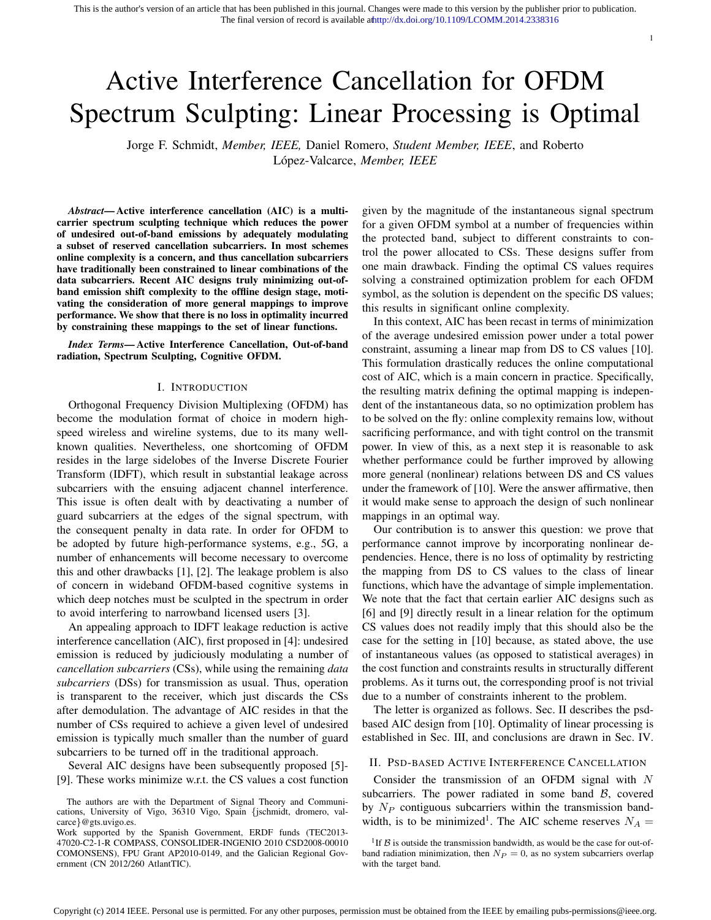This is the author's version of an article that has been published in this journal. Changes were made to this version by the publisher prior to publication. The final version of record is available at http://dx.doi.org/10.1109/LCOMM.2014.2338316

# Active Interference Cancellation for OFDM Spectrum Sculpting: Linear Processing is Optimal

Jorge F. Schmidt, *Member, IEEE,* Daniel Romero, *Student Member, IEEE*, and Roberto López-Valcarce, *Member, IEEE*

***Abstract*— Active interference cancellation (AIC) is a multi-carrier spectrum sculpting technique which reduces the power of undesired out-of-band emissions by adequately modulating a subset of reserved cancellation subcarriers. In most schemes online complexity is a concern, and thus cancellation subcarriers have traditionally been constrained to linear combinations of the data subcarriers. Recent AIC designs truly minimizing out-of-band emission shift complexity to the offline design stage, motivating the consideration of more general mappings to improve performance. We show that there is no loss in optimality incurred by constraining these mappings to the set of linear functions.**

***Index Terms*— Active Interference Cancellation, Out-of-band radiation, Spectrum Sculpting, Cognitive OFDM.**

## I. Introduction

Orthogonal Frequency Division Multiplexing (OFDM) has become the modulation format of choice in modern high-speed wireless and wireline systems, due to its many well-known qualities. Nevertheless, one shortcoming of OFDM resides in the large sidelobes of the Inverse Discrete Fourier Transform (IDFT), which result in substantial leakage across subcarriers with the ensuing adjacent channel interference. This issue is often dealt with by deactivating a number of guard subcarriers at the edges of the signal spectrum, with the consequent penalty in data rate. In order for OFDM to be adopted by future high-performance systems, e.g., 5G, a number of enhancements will become necessary to overcome this and other drawbacks [1], [2]. The leakage problem is also of concern in wideband OFDM-based cognitive systems in which deep notches must be sculpted in the spectrum in order to avoid interfering to narrowband licensed users [3].

An appealing approach to IDFT leakage reduction is active interference cancellation (AIC), first proposed in [4]: undesired emission is reduced by judiciously modulating a number of *cancellation subcarriers* (CSs), while using the remaining *data subcarriers* (DSs) for transmission as usual. Thus, operation is transparent to the receiver, which just discards the CSs after demodulation. The advantage of AIC resides in that the number of CSs required to achieve a given level of undesired emission is typically much smaller than the number of guard subcarriers to be turned off in the traditional approach.

Several AIC designs have been subsequently proposed [5]-[9]. These works minimize w.r.t. the CS values a cost function given by the magnitude of the instantaneous signal spectrum for a given OFDM symbol at a number of frequencies within the protected band, subject to different constraints to control the power allocated to CSs. These designs suffer from one main drawback. Finding the optimal CS values requires solving a constrained optimization problem for each OFDM symbol, as the solution is dependent on the specific DS values; this results in significant online complexity.

In this context, AIC has been recast in terms of minimization of the average undesired emission power under a total power constraint, assuming a linear map from DS to CS values [10]. This formulation drastically reduces the online computational cost of AIC, which is a main concern in practice. Specifically, the resulting matrix defining the optimal mapping is independent of the instantaneous data, so no optimization problem has to be solved on the fly: online complexity remains low, without sacrificing performance, and with tight control on the transmit power. In view of this, as a next step it is reasonable to ask whether performance could be further improved by allowing more general (nonlinear) relations between DS and CS values under the framework of [10]. Were the answer affirmative, then it would make sense to approach the design of such nonlinear mappings in an optimal way.

Our contribution is to answer this question: we prove that performance cannot improve by incorporating nonlinear dependencies. Hence, there is no loss of optimality by restricting the mapping from DS to CS values to the class of linear functions, which have the advantage of simple implementation. We note that the fact that certain earlier AIC designs such as [6] and [9] directly result in a linear relation for the optimum CS values does not readily imply that this should also be the case for the setting in [10] because, as stated above, the use of instantaneous values (as opposed to statistical averages) in the cost function and constraints results in structurally different problems. As it turns out, the corresponding proof is not trivial due to a number of constraints inherent to the problem.

The letter is organized as follows. Sec. II describes the psd-based AIC design from [10]. Optimality of linear processing is established in Sec. III, and conclusions are drawn in Sec. IV.

## II. Psd-based Active Interference Cancellation

Consider the transmission of an OFDM signal with $N$ subcarriers. The power radiated in some band $\mathcal{B}$, covered by $N_P$ contiguous subcarriers within the transmission bandwidth, is to be minimized[1]. The AIC scheme reserves $N_A =$

[1] If $\mathcal{B}$ is outside the transmission bandwidth, as would be the case for out-of-band radiation minimization, then $N_P = 0$, as no system subcarriers overlap with the target band.

The authors are with the Department of Signal Theory and Communications, University of Vigo, 36310 Vigo, Spain {jschmidt, dromero, valcarce}@gts.uvigo.es.
Work supported by the Spanish Government, ERDF funds (TEC2013-47020-C2-1-R COMPASS, CONSOLIDER-INGENIO 2010 CSD2008-00010 COMONSENS), FPU Grant AP2010-0149, and the Galician Regional Government (CN 2012/260 AtlantTIC).

Copyright (c) 2014 IEEE. Personal use is permitted. For any other purposes, permission must be obtained from the IEEE by emailing pubs-permissions@ieee.org.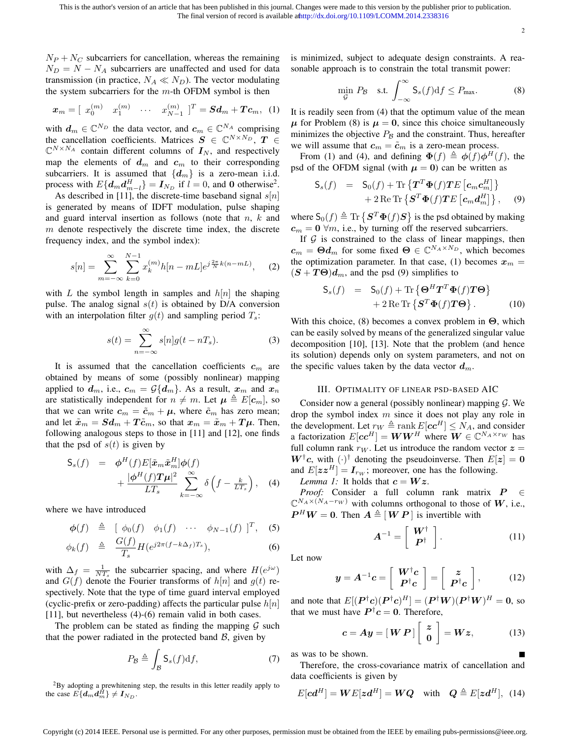$N_P + N_C$ subcarriers for cancellation, whereas the remaining $N_D = N - N_A$ subcarriers are unaffected and used for data transmission (in practice, $N_A \ll N_D$). The vector modulating the system subcarriers for the $m$-th OFDM symbol is then

$$\boldsymbol{x}_m = [\ x_0^{(m)} \quad x_1^{(m)} \quad \cdots \quad x_{N-1}^{(m)}\ ]^T = \boldsymbol{S}\boldsymbol{d}_m + \boldsymbol{T}\boldsymbol{c}_m, \quad (1)$$

with $\boldsymbol{d}_m \in \mathbb{C}^{N_D}$ the data vector, and $\boldsymbol{c}_m \in \mathbb{C}^{N_A}$ comprising the cancellation coefficients. Matrices $\boldsymbol{S} \in \mathbb{C}^{N \times N_D}$, $\boldsymbol{T} \in \mathbb{C}^{N \times N_A}$ contain different columns of $\boldsymbol{I}_N$, and respectively map the elements of $\boldsymbol{d}_m$ and $\boldsymbol{c}_m$ to their corresponding subcarriers. It is assumed that $\{\boldsymbol{d}_m\}$ is a zero-mean i.i.d. process with $E\{\boldsymbol{d}_m\boldsymbol{d}_{m-l}^H\} = \boldsymbol{I}_{N_D}$ if $l = 0$, and $\boldsymbol{0}$ otherwise[2].

As described in [11], the discrete-time baseband signal $s[n]$ is generated by means of IDFT modulation, pulse shaping and guard interval insertion as follows (note that $n$, $k$ and $m$ denote respectively the discrete time index, the discrete frequency index, and the symbol index):

$$s[n] = \sum_{m=-\infty}^{\infty}\sum_{k=0}^{N-1} x_k^{(m)} h[n - mL] e^{j\frac{2\pi}{N}k(n-mL)}, \quad (2)$$

with $L$ the symbol length in samples and $h[n]$ the shaping pulse. The analog signal $s(t)$ is obtained by D/A conversion with an interpolation filter $g(t)$ and sampling period $T_s$:

$$s(t) = \sum_{n=-\infty}^{\infty} s[n] g(t - nT_s). \quad (3)$$

It is assumed that the cancellation coefficients $\boldsymbol{c}_m$ are obtained by means of some (possibly nonlinear) mapping applied to $\boldsymbol{d}_m$, i.e., $\boldsymbol{c}_m = \mathcal{G}\{\boldsymbol{d}_m\}$. As a result, $\boldsymbol{x}_m$ and $\boldsymbol{x}_n$ are statistically independent for $n \neq m$. Let $\boldsymbol{\mu} \triangleq E[\boldsymbol{c}_m]$, so that we can write $\boldsymbol{c}_m = \tilde{\boldsymbol{c}}_m + \boldsymbol{\mu}$, where $\tilde{\boldsymbol{c}}_m$ has zero mean; and let $\tilde{\boldsymbol{x}}_m = \boldsymbol{S}\boldsymbol{d}_m + \boldsymbol{T}\tilde{\boldsymbol{c}}_m$, so that $\boldsymbol{x}_m = \tilde{\boldsymbol{x}}_m + \boldsymbol{T}\boldsymbol{\mu}$. Then, following analogous steps to those in [11] and [12], one finds that the psd of $s(t)$ is given by

$$\begin{aligned} \mathsf{S}_s(f) &= \boldsymbol{\phi}^H(f) E[\tilde{\boldsymbol{x}}_m\tilde{\boldsymbol{x}}_m^H]\boldsymbol{\phi}(f) \\ &\quad + \frac{|\boldsymbol{\phi}^H(f)\boldsymbol{T}\boldsymbol{\mu}|^2}{LT_s}\sum_{k=-\infty}^{\infty}\delta\left(f - \tfrac{k}{LT_s}\right), \end{aligned} \quad (4)$$

where we have introduced

$$\boldsymbol{\phi}(f) \triangleq [\ \phi_0(f) \quad \phi_1(f) \quad \cdots \quad \phi_{N-1}(f)\ ]^T, \quad (5)$$

$$\phi_k(f) \triangleq \frac{G(f)}{T_s} H(e^{j2\pi(f - k\Delta_f)T_s}), \quad (6)$$

with $\Delta_f = \frac{1}{NT_s}$ the subcarrier spacing, and where $H(e^{j\omega})$ and $G(f)$ denote the Fourier transforms of $h[n]$ and $g(t)$ respectively. Note that the type of time guard interval employed (cyclic-prefix or zero-padding) affects the particular pulse $h[n]$ [11], but nevertheless (4)-(6) remain valid in both cases.

The problem can be stated as finding the mapping $\mathcal{G}$ such that the power radiated in the protected band $\mathcal{B}$, given by

$$P_{\mathcal{B}} \triangleq \int_{\mathcal{B}} \mathsf{S}_s(f)\mathrm{d}f, \quad (7)$$

is minimized, subject to adequate design constraints. A reasonable approach is to constrain the total transmit power:

$$\min_{\mathcal{G}} P_{\mathcal{B}} \quad \text{s.t.} \int_{-\infty}^{\infty} \mathsf{S}_s(f)\mathrm{d}f \leq P_{\max}. \quad (8)$$

It is readily seen from (4) that the optimum value of the mean $\boldsymbol{\mu}$ for Problem (8) is $\boldsymbol{\mu} = \boldsymbol{0}$, since this choice simultaneously minimizes the objective $P_{\mathcal{B}}$ and the constraint. Thus, hereafter we will assume that $\boldsymbol{c}_m = \tilde{\boldsymbol{c}}_m$ is a zero-mean process.

From (1) and (4), and defining $\boldsymbol{\Phi}(f) \triangleq \boldsymbol{\phi}(f)\boldsymbol{\phi}^H(f)$, the psd of the OFDM signal (with $\boldsymbol{\mu} = \boldsymbol{0}$) can be written as

$$\begin{aligned} \mathsf{S}_s(f) &= \mathsf{S}_0(f) + \mathrm{Tr}\left\{\boldsymbol{T}^T\boldsymbol{\Phi}(f)\boldsymbol{T}E\left[\boldsymbol{c}_m\boldsymbol{c}_m^H\right]\right\} \\ &\quad + 2\,\mathrm{Re}\,\mathrm{Tr}\left\{\boldsymbol{S}^T\boldsymbol{\Phi}(f)\boldsymbol{T}E\left[\boldsymbol{c}_m\boldsymbol{d}_m^H\right]\right\}, \end{aligned} \quad (9)$$

where $\mathsf{S}_0(f) \triangleq \mathrm{Tr}\left\{\boldsymbol{S}^T\boldsymbol{\Phi}(f)\boldsymbol{S}\right\}$ is the psd obtained by making $\boldsymbol{c}_m = \boldsymbol{0}\ \forall m$, i.e., by turning off the reserved subcarriers.

If $\mathcal{G}$ is constrained to the class of linear mappings, then $\boldsymbol{c}_m = \boldsymbol{\Theta}\boldsymbol{d}_m$ for some fixed $\boldsymbol{\Theta} \in \mathbb{C}^{N_A \times N_D}$, which becomes the optimization parameter. In that case, (1) becomes $\boldsymbol{x}_m = (\boldsymbol{S} + \boldsymbol{T}\boldsymbol{\Theta})\boldsymbol{d}_m$, and the psd (9) simplifies to

$$\begin{aligned} \mathsf{S}_s(f) &= \mathsf{S}_0(f) + \mathrm{Tr}\left\{\boldsymbol{\Theta}^H\boldsymbol{T}^T\boldsymbol{\Phi}(f)\boldsymbol{T}\boldsymbol{\Theta}\right\} \\ &\quad + 2\,\mathrm{Re}\,\mathrm{Tr}\left\{\boldsymbol{S}^T\boldsymbol{\Phi}(f)\boldsymbol{T}\boldsymbol{\Theta}\right\}. \end{aligned} \quad (10)$$

With this choice, (8) becomes a convex problem in $\boldsymbol{\Theta}$, which can be easily solved by means of the generalized singular value decomposition [10], [13]. Note that the problem (and hence its solution) depends only on system parameters, and not on the specific values taken by the data vector $\boldsymbol{d}_m$.

## III. Optimality of Linear PSD-Based AIC

Consider now a general (possibly nonlinear) mapping $\mathcal{G}$. We drop the symbol index $m$ since it does not play any role in the development. Let $r_W \triangleq \mathrm{rank}\, E[\boldsymbol{c}\boldsymbol{c}^H] \leq N_A$, and consider a factorization $E[\boldsymbol{c}\boldsymbol{c}^H] = \boldsymbol{W}\boldsymbol{W}^H$ where $\boldsymbol{W} \in \mathbb{C}^{N_A \times r_W}$ has full column rank $r_W$. Let us introduce the random vector $\boldsymbol{z} = \boldsymbol{W}^\dagger\boldsymbol{c}$, with $(\cdot)^\dagger$ denoting the pseudoinverse. Then $E[\boldsymbol{z}] = \boldsymbol{0}$ and $E[\boldsymbol{z}\boldsymbol{z}^H] = \boldsymbol{I}_{r_W}$; moreover, one has the following.

*Lemma 1:* It holds that $\boldsymbol{c} = \boldsymbol{W}\boldsymbol{z}$.

*Proof:* Consider a full column rank matrix $\boldsymbol{P} \in \mathbb{C}^{N_A \times (N_A - r_W)}$ with columns orthogonal to those of $\boldsymbol{W}$, i.e., $\boldsymbol{P}^H\boldsymbol{W} = \boldsymbol{0}$. Then $\boldsymbol{A} \triangleq [\,\boldsymbol{W}\ \boldsymbol{P}\,]$ is invertible with

$$\boldsymbol{A}^{-1} = \begin{bmatrix} \boldsymbol{W}^\dagger \\ \boldsymbol{P}^\dagger \end{bmatrix}. \quad (11)$$

Let now

$$\boldsymbol{y} = \boldsymbol{A}^{-1}\boldsymbol{c} = \begin{bmatrix} \boldsymbol{W}^\dagger\boldsymbol{c} \\ \boldsymbol{P}^\dagger\boldsymbol{c} \end{bmatrix} = \begin{bmatrix} \boldsymbol{z} \\ \boldsymbol{P}^\dagger\boldsymbol{c} \end{bmatrix}, \quad (12)$$

and note that $E[(\boldsymbol{P}^\dagger\boldsymbol{c})(\boldsymbol{P}^\dagger\boldsymbol{c})^H] = (\boldsymbol{P}^\dagger\boldsymbol{W})(\boldsymbol{P}^\dagger\boldsymbol{W})^H = \boldsymbol{0}$, so that we must have $\boldsymbol{P}^\dagger\boldsymbol{c} = \boldsymbol{0}$. Therefore,

$$\boldsymbol{c} = \boldsymbol{A}\boldsymbol{y} = [\,\boldsymbol{W}\ \boldsymbol{P}\,]\begin{bmatrix} \boldsymbol{z} \\ \boldsymbol{0} \end{bmatrix} = \boldsymbol{W}\boldsymbol{z}, \quad (13)$$

as was to be shown. ∎

Therefore, the cross-covariance matrix of cancellation and data coefficients is given by

$$E[\boldsymbol{c}\boldsymbol{d}^H] = \boldsymbol{W}E[\boldsymbol{z}\boldsymbol{d}^H] = \boldsymbol{W}\boldsymbol{Q} \quad \text{with} \quad \boldsymbol{Q} \triangleq E[\boldsymbol{z}\boldsymbol{d}^H], \quad (14)$$

[2] By adopting a prewhitening step, the results in this letter readily apply to the case $E\{\boldsymbol{d}_m\boldsymbol{d}_m^H\} \neq \boldsymbol{I}_{N_D}$.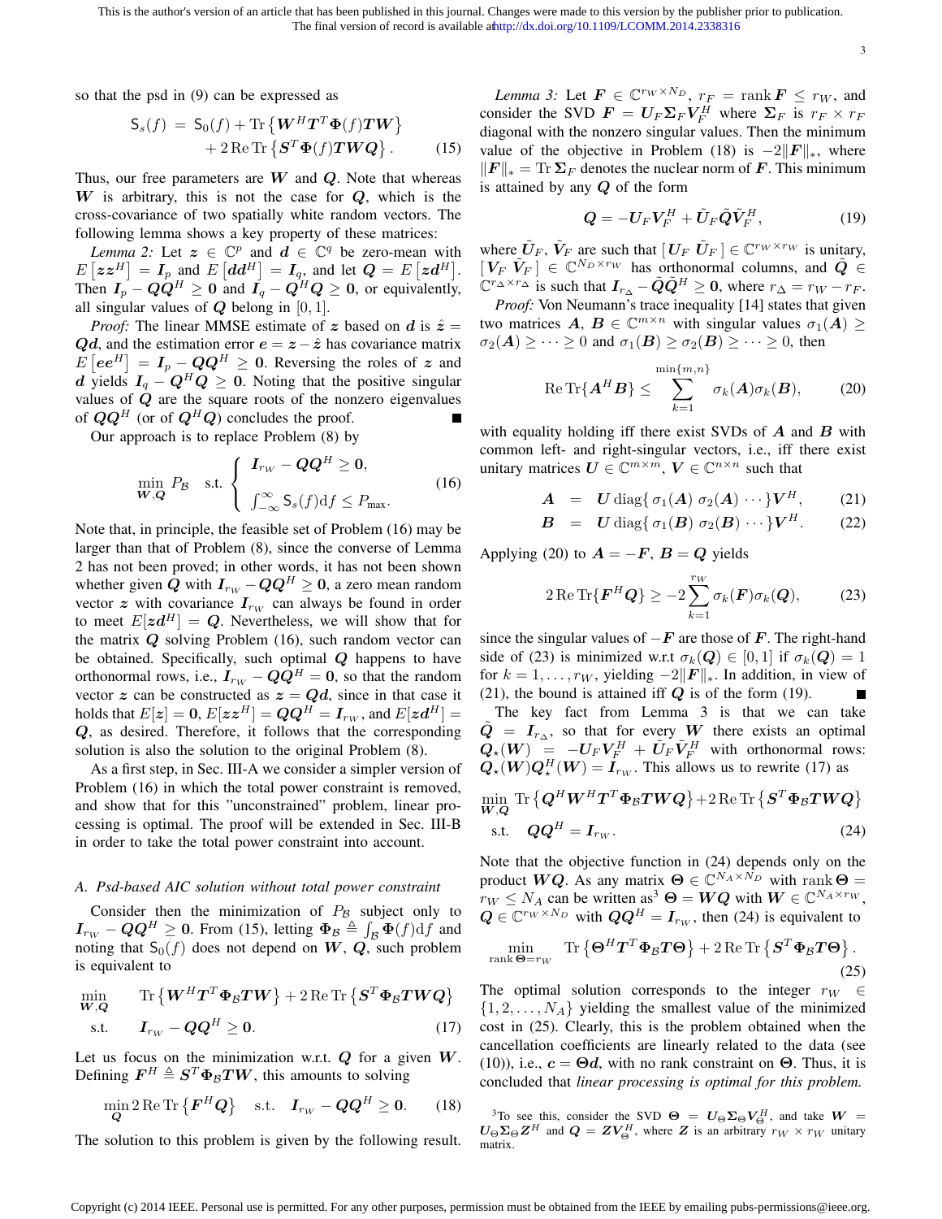so that the psd in (9) can be expressed as

$$
\begin{aligned}
\mathsf{S}_s(f) \;=\; & \mathsf{S}_0(f) + \operatorname{Tr}\left\{ \boldsymbol{W}^H \boldsymbol{T}^T \boldsymbol{\Phi}(f) \boldsymbol{T} \boldsymbol{W} \right\} \\
& + 2 \operatorname{Re} \operatorname{Tr}\left\{ \boldsymbol{S}^T \boldsymbol{\Phi}(f) \boldsymbol{T} \boldsymbol{W} \boldsymbol{Q} \right\}. \qquad (15)
\end{aligned}
$$

Thus, our free parameters are $\boldsymbol{W}$ and $\boldsymbol{Q}$. Note that whereas $\boldsymbol{W}$ is arbitrary, this is not the case for $\boldsymbol{Q}$, which is the cross-covariance of two spatially white random vectors. The following lemma shows a key property of these matrices:

*Lemma 2:* Let $\boldsymbol{z} \in \mathbb{C}^p$ and $\boldsymbol{d} \in \mathbb{C}^q$ be zero-mean with $E\left[\boldsymbol{z}\boldsymbol{z}^H\right] = \boldsymbol{I}_p$ and $E\left[\boldsymbol{d}\boldsymbol{d}^H\right] = \boldsymbol{I}_q$, and let $\boldsymbol{Q} = E\left[\boldsymbol{z}\boldsymbol{d}^H\right]$. Then $\boldsymbol{I}_p - \boldsymbol{Q}\boldsymbol{Q}^H \geq \boldsymbol{0}$ and $\boldsymbol{I}_q - \boldsymbol{Q}^H\boldsymbol{Q} \geq \boldsymbol{0}$, or equivalently, all singular values of $\boldsymbol{Q}$ belong in $[0, 1]$.

*Proof:* The linear MMSE estimate of $\boldsymbol{z}$ based on $\boldsymbol{d}$ is $\hat{\boldsymbol{z}} = \boldsymbol{Q}\boldsymbol{d}$, and the estimation error $\boldsymbol{e} = \boldsymbol{z} - \hat{\boldsymbol{z}}$ has covariance matrix $E\left[\boldsymbol{e}\boldsymbol{e}^H\right] = \boldsymbol{I}_p - \boldsymbol{Q}\boldsymbol{Q}^H \geq \boldsymbol{0}$. Reversing the roles of $\boldsymbol{z}$ and $\boldsymbol{d}$ yields $\boldsymbol{I}_q - \boldsymbol{Q}^H\boldsymbol{Q} \geq \boldsymbol{0}$. Noting that the positive singular values of $\boldsymbol{Q}$ are the square roots of the nonzero eigenvalues of $\boldsymbol{Q}\boldsymbol{Q}^H$ (or of $\boldsymbol{Q}^H\boldsymbol{Q}$) concludes the proof. ∎

Our approach is to replace Problem (8) by

$$
\min_{\boldsymbol{W}, \boldsymbol{Q}} P_{\mathcal{B}} \quad \text{s.t.} \quad \begin{cases} \boldsymbol{I}_{r_W} - \boldsymbol{Q}\boldsymbol{Q}^H \geq \boldsymbol{0}, \\ \int_{-\infty}^{\infty} \mathsf{S}_s(f) \mathrm{d}f \leq P_{\max}. \end{cases} \qquad (16)
$$

Note that, in principle, the feasible set of Problem (16) may be larger than that of Problem (8), since the converse of Lemma 2 has not been proved; in other words, it has not been shown whether given $\boldsymbol{Q}$ with $\boldsymbol{I}_{r_W} - \boldsymbol{Q}\boldsymbol{Q}^H \geq \boldsymbol{0}$, a zero mean random vector $\boldsymbol{z}$ with covariance $\boldsymbol{I}_{r_W}$ can always be found in order to meet $E[\boldsymbol{z}\boldsymbol{d}^H] = \boldsymbol{Q}$. Nevertheless, we will show that for the matrix $\boldsymbol{Q}$ solving Problem (16), such random vector can be obtained. Specifically, such optimal $\boldsymbol{Q}$ happens to have orthonormal rows, i.e., $\boldsymbol{I}_{r_W} - \boldsymbol{Q}\boldsymbol{Q}^H = \boldsymbol{0}$, so that the random vector $\boldsymbol{z}$ can be constructed as $\boldsymbol{z} = \boldsymbol{Q}\boldsymbol{d}$, since in that case it holds that $E[\boldsymbol{z}] = \boldsymbol{0}$, $E[\boldsymbol{z}\boldsymbol{z}^H] = \boldsymbol{Q}\boldsymbol{Q}^H = \boldsymbol{I}_{r_W}$, and $E[\boldsymbol{z}\boldsymbol{d}^H] = \boldsymbol{Q}$, as desired. Therefore, it follows that the corresponding solution is also the solution to the original Problem (8).

As a first step, in Sec. III-A we consider a simpler version of Problem (16) in which the total power constraint is removed, and show that for this "unconstrained" problem, linear processing is optimal. The proof will be extended in Sec. III-B in order to take the total power constraint into account.

### A. Psd-based AIC solution without total power constraint

Consider then the minimization of $P_{\mathcal{B}}$ subject only to $\boldsymbol{I}_{r_W} - \boldsymbol{Q}\boldsymbol{Q}^H \geq \boldsymbol{0}$. From (15), letting $\boldsymbol{\Phi}_{\mathcal{B}} \triangleq \int_{\mathcal{B}} \boldsymbol{\Phi}(f) \mathrm{d}f$ and noting that $\mathsf{S}_0(f)$ does not depend on $\boldsymbol{W}$, $\boldsymbol{Q}$, such problem is equivalent to

$$
\begin{aligned}
\min_{\boldsymbol{W}, \boldsymbol{Q}} \quad & \operatorname{Tr}\left\{ \boldsymbol{W}^H \boldsymbol{T}^T \boldsymbol{\Phi}_{\mathcal{B}} \boldsymbol{T} \boldsymbol{W} \right\} + 2 \operatorname{Re} \operatorname{Tr}\left\{ \boldsymbol{S}^T \boldsymbol{\Phi}_{\mathcal{B}} \boldsymbol{T} \boldsymbol{W} \boldsymbol{Q} \right\} \\
\text{s.t.} \quad & \boldsymbol{I}_{r_W} - \boldsymbol{Q}\boldsymbol{Q}^H \geq \boldsymbol{0}. \qquad (17)
\end{aligned}
$$

Let us focus on the minimization w.r.t. $\boldsymbol{Q}$ for a given $\boldsymbol{W}$. Defining $\boldsymbol{F}^H \triangleq \boldsymbol{S}^T \boldsymbol{\Phi}_{\mathcal{B}} \boldsymbol{T} \boldsymbol{W}$, this amounts to solving

$$
\min_{\boldsymbol{Q}} 2 \operatorname{Re} \operatorname{Tr}\left\{ \boldsymbol{F}^H \boldsymbol{Q} \right\} \quad \text{s.t.} \quad \boldsymbol{I}_{r_W} - \boldsymbol{Q}\boldsymbol{Q}^H \geq \boldsymbol{0}. \qquad (18)
$$

The solution to this problem is given by the following result.

*Lemma 3:* Let $\boldsymbol{F} \in \mathbb{C}^{r_W \times N_D}$, $r_F = \operatorname{rank} \boldsymbol{F} \leq r_W$, and consider the SVD $\boldsymbol{F} = \boldsymbol{U}_F \boldsymbol{\Sigma}_F \boldsymbol{V}_F^H$ where $\boldsymbol{\Sigma}_F$ is $r_F \times r_F$ diagonal with the nonzero singular values. Then the minimum value of the objective in Problem (18) is $-2\|\boldsymbol{F}\|_*$, where $\|\boldsymbol{F}\|_* = \operatorname{Tr} \boldsymbol{\Sigma}_F$ denotes the nuclear norm of $\boldsymbol{F}$. This minimum is attained by any $\boldsymbol{Q}$ of the form

$$
\boldsymbol{Q} = -\boldsymbol{U}_F \boldsymbol{V}_F^H + \tilde{\boldsymbol{U}}_F \tilde{\boldsymbol{Q}} \tilde{\boldsymbol{V}}_F^H, \qquad (19)
$$

where $\tilde{\boldsymbol{U}}_F$, $\tilde{\boldsymbol{V}}_F$ are such that $[\, \boldsymbol{U}_F \; \tilde{\boldsymbol{U}}_F \,] \in \mathbb{C}^{r_W \times r_W}$ is unitary, $[\, \boldsymbol{V}_F \; \tilde{\boldsymbol{V}}_F \,] \in \mathbb{C}^{N_D \times r_W}$ has orthonormal columns, and $\tilde{\boldsymbol{Q}} \in \mathbb{C}^{r_\Delta \times r_\Delta}$ is such that $\boldsymbol{I}_{r_\Delta} - \tilde{\boldsymbol{Q}}\tilde{\boldsymbol{Q}}^H \geq \boldsymbol{0}$, where $r_\Delta = r_W - r_F$.

*Proof:* Von Neumann's trace inequality [14] states that given two matrices $\boldsymbol{A}$, $\boldsymbol{B} \in \mathbb{C}^{m \times n}$ with singular values $\sigma_1(\boldsymbol{A}) \geq \sigma_2(\boldsymbol{A}) \geq \cdots \geq 0$ and $\sigma_1(\boldsymbol{B}) \geq \sigma_2(\boldsymbol{B}) \geq \cdots \geq 0$, then

$$
\operatorname{Re} \operatorname{Tr}\{\boldsymbol{A}^H \boldsymbol{B}\} \leq \sum_{k=1}^{\min\{m,n\}} \sigma_k(\boldsymbol{A}) \sigma_k(\boldsymbol{B}), \qquad (20)
$$

with equality holding iff there exist SVDs of $\boldsymbol{A}$ and $\boldsymbol{B}$ with common left- and right-singular vectors, i.e., iff there exist unitary matrices $\boldsymbol{U} \in \mathbb{C}^{m \times m}$, $\boldsymbol{V} \in \mathbb{C}^{n \times n}$ such that

$$
\begin{aligned}
\boldsymbol{A} &= \boldsymbol{U} \operatorname{diag}\{\, \sigma_1(\boldsymbol{A}) \; \sigma_2(\boldsymbol{A}) \cdots \} \boldsymbol{V}^H, \qquad (21) \\
\boldsymbol{B} &= \boldsymbol{U} \operatorname{diag}\{\, \sigma_1(\boldsymbol{B}) \; \sigma_2(\boldsymbol{B}) \cdots \} \boldsymbol{V}^H. \qquad (22)
\end{aligned}
$$

Applying (20) to $\boldsymbol{A} = -\boldsymbol{F}$, $\boldsymbol{B} = \boldsymbol{Q}$ yields

$$
2 \operatorname{Re} \operatorname{Tr}\{\boldsymbol{F}^H \boldsymbol{Q}\} \geq -2 \sum_{k=1}^{r_W} \sigma_k(\boldsymbol{F}) \sigma_k(\boldsymbol{Q}), \qquad (23)
$$

since the singular values of $-\boldsymbol{F}$ are those of $\boldsymbol{F}$. The right-hand side of (23) is minimized w.r.t $\sigma_k(\boldsymbol{Q}) \in [0, 1]$ if $\sigma_k(\boldsymbol{Q}) = 1$ for $k = 1, \ldots, r_W$, yielding $-2\|\boldsymbol{F}\|_*$. In addition, in view of (21), the bound is attained iff $\boldsymbol{Q}$ is of the form (19). ∎

The key fact from Lemma 3 is that we can take $\tilde{\boldsymbol{Q}} = \boldsymbol{I}_{r_\Delta}$, so that for every $\boldsymbol{W}$ there exists an optimal $\boldsymbol{Q}_\star(\boldsymbol{W}) = -\boldsymbol{U}_F \boldsymbol{V}_F^H + \tilde{\boldsymbol{U}}_F \tilde{\boldsymbol{V}}_F^H$ with orthonormal rows: $\boldsymbol{Q}_\star(\boldsymbol{W}) \boldsymbol{Q}_\star^H(\boldsymbol{W}) = \boldsymbol{I}_{r_W}$. This allows us to rewrite (17) as

$$
\begin{aligned}
\min_{\boldsymbol{W}, \boldsymbol{Q}} \; & \operatorname{Tr}\left\{ \boldsymbol{Q}^H \boldsymbol{W}^H \boldsymbol{T}^T \boldsymbol{\Phi}_{\mathcal{B}} \boldsymbol{T} \boldsymbol{W} \boldsymbol{Q} \right\} + 2 \operatorname{Re} \operatorname{Tr}\left\{ \boldsymbol{S}^T \boldsymbol{\Phi}_{\mathcal{B}} \boldsymbol{T} \boldsymbol{W} \boldsymbol{Q} \right\} \\
\text{s.t.} \quad & \boldsymbol{Q}\boldsymbol{Q}^H = \boldsymbol{I}_{r_W}. \qquad (24)
\end{aligned}
$$

Note that the objective function in (24) depends only on the product $\boldsymbol{W}\boldsymbol{Q}$. As any matrix $\boldsymbol{\Theta} \in \mathbb{C}^{N_A \times N_D}$ with $\operatorname{rank} \boldsymbol{\Theta} = r_W \leq N_A$ can be written as[3] $\boldsymbol{\Theta} = \boldsymbol{W}\boldsymbol{Q}$ with $\boldsymbol{W} \in \mathbb{C}^{N_A \times r_W}$, $\boldsymbol{Q} \in \mathbb{C}^{r_W \times N_D}$ with $\boldsymbol{Q}\boldsymbol{Q}^H = \boldsymbol{I}_{r_W}$, then (24) is equivalent to

$$
\min_{\operatorname{rank} \boldsymbol{\Theta} = r_W} \quad \operatorname{Tr}\left\{ \boldsymbol{\Theta}^H \boldsymbol{T}^T \boldsymbol{\Phi}_{\mathcal{B}} \boldsymbol{T} \boldsymbol{\Theta} \right\} + 2 \operatorname{Re} \operatorname{Tr}\left\{ \boldsymbol{S}^T \boldsymbol{\Phi}_{\mathcal{B}} \boldsymbol{T} \boldsymbol{\Theta} \right\}. \qquad (25)
$$

The optimal solution corresponds to the integer $r_W \in \{1, 2, \ldots, N_A\}$ yielding the smallest value of the minimized cost in (25). Clearly, this is the problem obtained when the cancellation coefficients are linearly related to the data (see (10)), i.e., $\boldsymbol{c} = \boldsymbol{\Theta}\boldsymbol{d}$, with no rank constraint on $\boldsymbol{\Theta}$. Thus, it is concluded that *linear processing is optimal for this problem.*

[3] To see this, consider the SVD $\boldsymbol{\Theta} = \boldsymbol{U}_\Theta \boldsymbol{\Sigma}_\Theta \boldsymbol{V}_\Theta^H$, and take $\boldsymbol{W} = \boldsymbol{U}_\Theta \boldsymbol{\Sigma}_\Theta \boldsymbol{Z}^H$ and $\boldsymbol{Q} = \boldsymbol{Z} \boldsymbol{V}_\Theta^H$, where $\boldsymbol{Z}$ is an arbitrary $r_W \times r_W$ unitary matrix.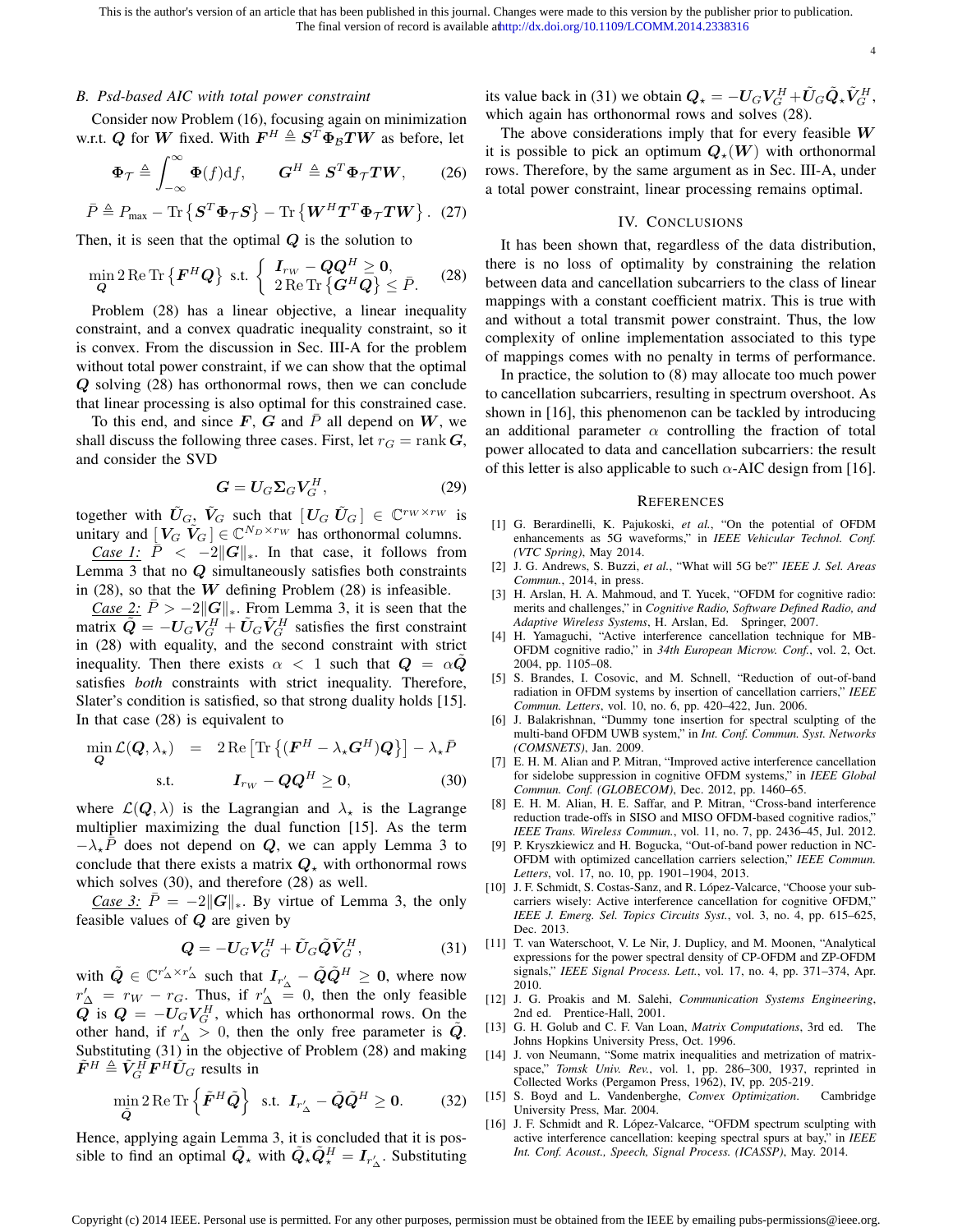### B. Psd-based AIC with total power constraint

Consider now Problem (16), focusing again on minimization w.r.t. $\boldsymbol{Q}$ for $\boldsymbol{W}$ fixed. With $\boldsymbol{F}^H \triangleq \boldsymbol{S}^T \boldsymbol{\Phi}_{\mathcal{B}} \boldsymbol{T}\boldsymbol{W}$ as before, let

$$\boldsymbol{\Phi}_{\mathcal{T}} \triangleq \int_{-\infty}^{\infty} \boldsymbol{\Phi}(f)\mathrm{d}f, \qquad \boldsymbol{G}^H \triangleq \boldsymbol{S}^T \boldsymbol{\Phi}_{\mathcal{T}} \boldsymbol{T}\boldsymbol{W}, \tag{26}$$

$$\bar{P} \triangleq P_{\max} - \mathrm{Tr}\left\{\boldsymbol{S}^T \boldsymbol{\Phi}_{\mathcal{T}} \boldsymbol{S}\right\} - \mathrm{Tr}\left\{\boldsymbol{W}^H \boldsymbol{T}^T \boldsymbol{\Phi}_{\mathcal{T}} \boldsymbol{T}\boldsymbol{W}\right\}. \tag{27}$$

Then, it is seen that the optimal $\boldsymbol{Q}$ is the solution to

$$\min_{\boldsymbol{Q}} 2\,\mathrm{Re}\,\mathrm{Tr}\left\{\boldsymbol{F}^H \boldsymbol{Q}\right\} \text{ s.t. } \left\{ \begin{array}{l} \boldsymbol{I}_{r_W} - \boldsymbol{Q}\boldsymbol{Q}^H \geq \boldsymbol{0}, \\ 2\,\mathrm{Re}\,\mathrm{Tr}\left\{\boldsymbol{G}^H \boldsymbol{Q}\right\} \leq \bar{P}. \end{array} \right. \tag{28}$$

Problem (28) has a linear objective, a linear inequality constraint, and a convex quadratic inequality constraint, so it is convex. From the discussion in Sec. III-A for the problem without total power constraint, if we can show that the optimal $\boldsymbol{Q}$ solving (28) has orthonormal rows, then we can conclude that linear processing is also optimal for this constrained case.

To this end, and since $\boldsymbol{F}$, $\boldsymbol{G}$ and $\bar{P}$ all depend on $\boldsymbol{W}$, we shall discuss the following three cases. First, let $r_G = \mathrm{rank}\,\boldsymbol{G}$, and consider the SVD

$$\boldsymbol{G} = \boldsymbol{U}_G \boldsymbol{\Sigma}_G \boldsymbol{V}_G^H, \tag{29}$$

together with $\tilde{\boldsymbol{U}}_G$, $\tilde{\boldsymbol{V}}_G$ such that $[\boldsymbol{U}_G\ \tilde{\boldsymbol{U}}_G] \in \mathbb{C}^{r_W \times r_W}$ is unitary and $[\boldsymbol{V}_G\ \tilde{\boldsymbol{V}}_G] \in \mathbb{C}^{N_D \times r_W}$ has orthonormal columns.

*Case 1:* $\bar{P} < -2\|\boldsymbol{G}\|_*$. In that case, it follows from Lemma 3 that no $\boldsymbol{Q}$ simultaneously satisfies both constraints in (28), so that the $\boldsymbol{W}$ defining Problem (28) is infeasible.

*Case 2:* $\bar{P} > -2\|\boldsymbol{G}\|_*$. From Lemma 3, it is seen that the matrix $\tilde{\boldsymbol{Q}} = -\boldsymbol{U}_G \boldsymbol{V}_G^H + \tilde{\boldsymbol{U}}_G \tilde{\boldsymbol{V}}_G^H$ satisfies the first constraint in (28) with equality, and the second constraint with strict inequality. Then there exists $\alpha < 1$ such that $\boldsymbol{Q} = \alpha\tilde{\boldsymbol{Q}}$ satisfies *both* constraints with strict inequality. Therefore, Slater's condition is satisfied, so that strong duality holds [15]. In that case (28) is equivalent to

$$\begin{aligned} \min_{\boldsymbol{Q}} \mathcal{L}(\boldsymbol{Q}, \lambda_\star) \quad &= \quad 2\,\mathrm{Re}\left[\mathrm{Tr}\left\{(\boldsymbol{F}^H - \lambda_\star \boldsymbol{G}^H)\boldsymbol{Q}\right\}\right] - \lambda_\star \bar{P} \\ \text{s.t.} \quad & \qquad \boldsymbol{I}_{r_W} - \boldsymbol{Q}\boldsymbol{Q}^H \geq \boldsymbol{0}, \end{aligned} \tag{30}$$

where $\mathcal{L}(\boldsymbol{Q}, \lambda)$ is the Lagrangian and $\lambda_\star$ is the Lagrange multiplier maximizing the dual function [15]. As the term $-\lambda_\star \bar{P}$ does not depend on $\boldsymbol{Q}$, we can apply Lemma 3 to conclude that there exists a matrix $\boldsymbol{Q}_\star$ with orthonormal rows which solves (30), and therefore (28) as well.

*Case 3:* $\bar{P} = -2\|\boldsymbol{G}\|_*$. By virtue of Lemma 3, the only feasible values of $\boldsymbol{Q}$ are given by

$$\boldsymbol{Q} = -\boldsymbol{U}_G \boldsymbol{V}_G^H + \tilde{\boldsymbol{U}}_G \tilde{\boldsymbol{Q}} \tilde{\boldsymbol{V}}_G^H, \tag{31}$$

with $\tilde{\boldsymbol{Q}} \in \mathbb{C}^{r'_\Delta \times r'_\Delta}$ such that $\boldsymbol{I}_{r'_\Delta} - \tilde{\boldsymbol{Q}}\tilde{\boldsymbol{Q}}^H \geq \boldsymbol{0}$, where now $r'_\Delta = r_W - r_G$. Thus, if $r'_\Delta = 0$, then the only feasible $\boldsymbol{Q}$ is $\boldsymbol{Q} = -\boldsymbol{U}_G \boldsymbol{V}_G^H$, which has orthonormal rows. On the other hand, if $r'_\Delta > 0$, then the only free parameter is $\tilde{\boldsymbol{Q}}$. Substituting (31) in the objective of Problem (28) and making $\tilde{\boldsymbol{F}}^H \triangleq \tilde{\boldsymbol{V}}_G^H \boldsymbol{F}^H \tilde{\boldsymbol{U}}_G$ results in

$$\min_{\tilde{\boldsymbol{Q}}} 2\,\mathrm{Re}\,\mathrm{Tr}\left\{\tilde{\boldsymbol{F}}^H \tilde{\boldsymbol{Q}}\right\} \text{ s.t. } \boldsymbol{I}_{r'_\Delta} - \tilde{\boldsymbol{Q}}\tilde{\boldsymbol{Q}}^H \geq \boldsymbol{0}. \tag{32}$$

Hence, applying again Lemma 3, it is concluded that it is possible to find an optimal $\tilde{\boldsymbol{Q}}_\star$ with $\tilde{\boldsymbol{Q}}_\star \tilde{\boldsymbol{Q}}_\star^H = \boldsymbol{I}_{r'_\Delta}$. Substituting its value back in (31) we obtain $\boldsymbol{Q}_\star = -\boldsymbol{U}_G \boldsymbol{V}_G^H + \tilde{\boldsymbol{U}}_G \tilde{\boldsymbol{Q}}_\star \tilde{\boldsymbol{V}}_G^H$, which again has orthonormal rows and solves (28).

The above considerations imply that for every feasible $\boldsymbol{W}$ it is possible to pick an optimum $\boldsymbol{Q}_\star(\boldsymbol{W})$ with orthonormal rows. Therefore, by the same argument as in Sec. III-A, under a total power constraint, linear processing remains optimal.

## IV. Conclusions

It has been shown that, regardless of the data distribution, there is no loss of optimality by constraining the relation between data and cancellation subcarriers to the class of linear mappings with a constant coefficient matrix. This is true with and without a total transmit power constraint. Thus, the low complexity of online implementation associated to this type of mappings comes with no penalty in terms of performance.

In practice, the solution to (8) may allocate too much power to cancellation subcarriers, resulting in spectrum overshoot. As shown in [16], this phenomenon can be tackled by introducing an additional parameter $\alpha$ controlling the fraction of total power allocated to data and cancellation subcarriers: the result of this letter is also applicable to such $\alpha$-AIC design from [16].

## References

[1] G. Berardinelli, K. Pajukoski, *et al.*, "On the potential of OFDM enhancements as 5G waveforms," in *IEEE Vehicular Technol. Conf. (VTC Spring)*, May 2014.

[2] J. G. Andrews, S. Buzzi, *et al.*, "What will 5G be?" *IEEE J. Sel. Areas Commun.*, 2014, in press.

[3] H. Arslan, H. A. Mahmoud, and T. Yucek, "OFDM for cognitive radio: merits and challenges," in *Cognitive Radio, Software Defined Radio, and Adaptive Wireless Systems*, H. Arslan, Ed. Springer, 2007.

[4] H. Yamaguchi, "Active interference cancellation technique for MB-OFDM cognitive radio," in *34th European Microw. Conf.*, vol. 2, Oct. 2004, pp. 1105–08.

[5] S. Brandes, I. Cosovic, and M. Schnell, "Reduction of out-of-band radiation in OFDM systems by insertion of cancellation carriers," *IEEE Commun. Letters*, vol. 10, no. 6, pp. 420–422, Jun. 2006.

[6] J. Balakrishnan, "Dummy tone insertion for spectral sculpting of the multi-band OFDM UWB system," in *Int. Conf. Commun. Syst. Networks (COMSNETS)*, Jan. 2009.

[7] E. H. M. Alian and P. Mitran, "Improved active interference cancellation for sidelobe suppression in cognitive OFDM systems," in *IEEE Global Commun. Conf. (GLOBECOM)*, Dec. 2012, pp. 1460–65.

[8] E. H. M. Alian, H. E. Saffar, and P. Mitran, "Cross-band interference reduction trade-offs in SISO and MISO OFDM-based cognitive radios," *IEEE Trans. Wireless Commun.*, vol. 11, no. 7, pp. 2436–45, Jul. 2012.

[9] P. Kryszkiewicz and H. Bogucka, "Out-of-band power reduction in NC-OFDM with optimized cancellation carriers selection," *IEEE Commun. Letters*, vol. 17, no. 10, pp. 1901–1904, 2013.

[10] J. F. Schmidt, S. Costas-Sanz, and R. López-Valcarce, "Choose your subcarriers wisely: Active interference cancellation for cognitive OFDM," *IEEE J. Emerg. Sel. Topics Circuits Syst.*, vol. 3, no. 4, pp. 615–625, Dec. 2013.

[11] T. van Waterschoot, V. Le Nir, J. Duplicy, and M. Moonen, "Analytical expressions for the power spectral density of CP-OFDM and ZP-OFDM signals," *IEEE Signal Process. Lett.*, vol. 17, no. 4, pp. 371–374, Apr. 2010.

[12] J. G. Proakis and M. Salehi, *Communication Systems Engineering*, 2nd ed. Prentice-Hall, 2001.

[13] G. H. Golub and C. F. Van Loan, *Matrix Computations*, 3rd ed. The Johns Hopkins University Press, Oct. 1996.

[14] J. von Neumann, "Some matrix inequalities and metrization of matrix-space," *Tomsk Univ. Rev.*, vol. 1, pp. 286–300, 1937, reprinted in Collected Works (Pergamon Press, 1962), IV, pp. 205-219.

[15] S. Boyd and L. Vandenberghe, *Convex Optimization*. Cambridge University Press, Mar. 2004.

[16] J. F. Schmidt and R. López-Valcarce, "OFDM spectrum sculpting with active interference cancellation: keeping spectral spurs at bay," in *IEEE Int. Conf. Acoust., Speech, Signal Process. (ICASSP)*, May. 2014.